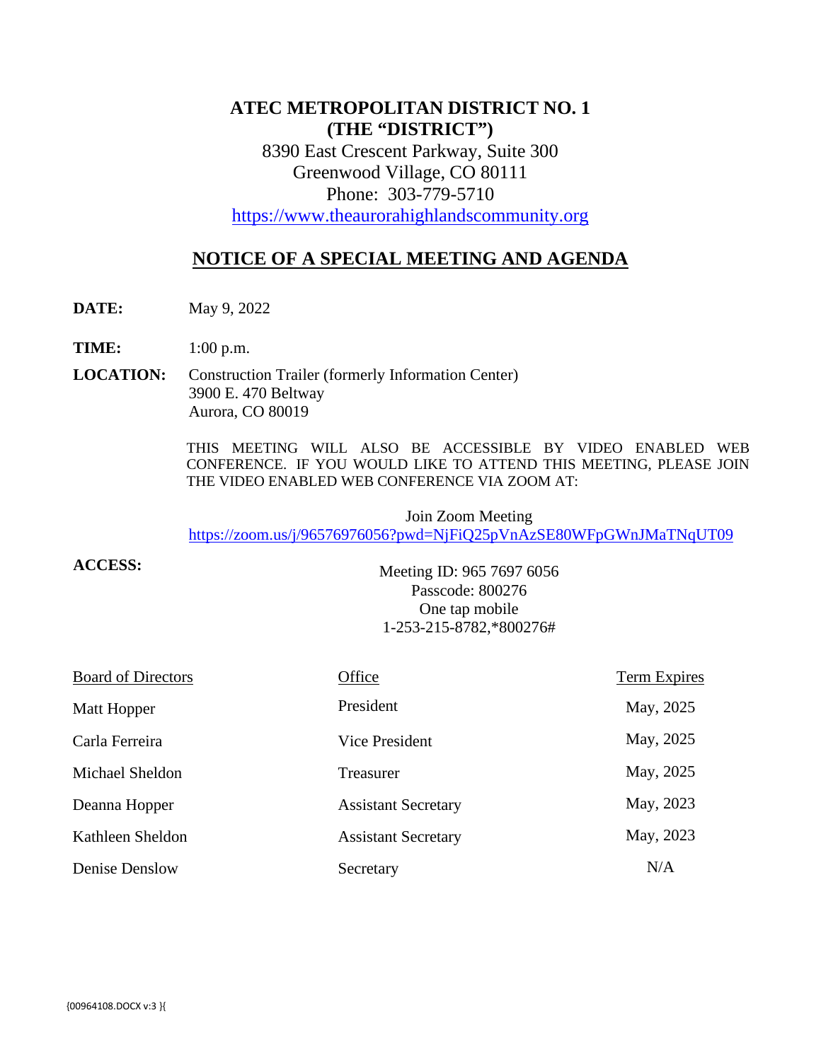# ATEC METROPOLITAN DISTRICT NO. 1
# (THE "DISTRICT")

8390 East Crescent Parkway, Suite 300
Greenwood Village, CO 80111
Phone: 303-779-5710
https://www.theaurorahighlandscommunity.org

## NOTICE OF A SPECIAL MEETING AND AGENDA

**DATE:** May 9, 2022

**TIME:** 1:00 p.m.

**LOCATION:** Construction Trailer (formerly Information Center)
3900 E. 470 Beltway
Aurora, CO 80019

THIS MEETING WILL ALSO BE ACCESSIBLE BY VIDEO ENABLED WEB CONFERENCE. IF YOU WOULD LIKE TO ATTEND THIS MEETING, PLEASE JOIN THE VIDEO ENABLED WEB CONFERENCE VIA ZOOM AT:

Join Zoom Meeting
https://zoom.us/j/96576976056?pwd=NjFiQ25pVnAzSE80WFpGWnJMaTNqUT09

**ACCESS:**

Meeting ID: 965 7697 6056
Passcode: 800276
One tap mobile
1-253-215-8782,*800276#

| Board of Directors | Office | Term Expires |
|---|---|---|
| Matt Hopper | President | May, 2025 |
| Carla Ferreira | Vice President | May, 2025 |
| Michael Sheldon | Treasurer | May, 2025 |
| Deanna Hopper | Assistant Secretary | May, 2023 |
| Kathleen Sheldon | Assistant Secretary | May, 2023 |
| Denise Denslow | Secretary | N/A |

{00964108.DOCX v:3 }{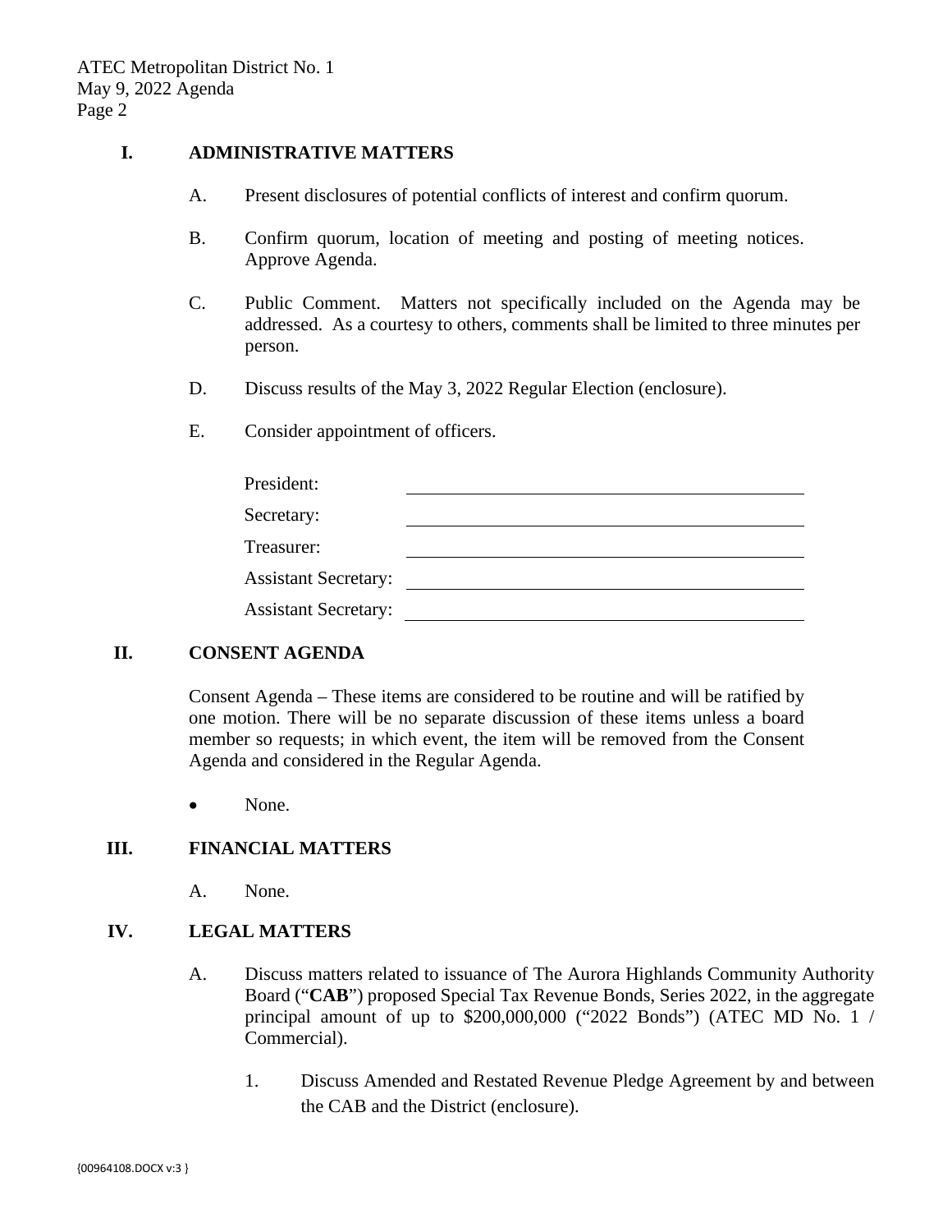## I. ADMINISTRATIVE MATTERS

A. Present disclosures of potential conflicts of interest and confirm quorum.

B. Confirm quorum, location of meeting and posting of meeting notices. Approve Agenda.

C. Public Comment. Matters not specifically included on the Agenda may be addressed. As a courtesy to others, comments shall be limited to three minutes per person.

D. Discuss results of the May 3, 2022 Regular Election (enclosure).

E. Consider appointment of officers.

| | |
|---|---|
| President: | ____________________ |
| Secretary: | ____________________ |
| Treasurer: | ____________________ |
| Assistant Secretary: | ____________________ |
| Assistant Secretary: | ____________________ |

## II. CONSENT AGENDA

Consent Agenda – These items are considered to be routine and will be ratified by one motion. There will be no separate discussion of these items unless a board member so requests; in which event, the item will be removed from the Consent Agenda and considered in the Regular Agenda.

- None.

## III. FINANCIAL MATTERS

A. None.

## IV. LEGAL MATTERS

A. Discuss matters related to issuance of The Aurora Highlands Community Authority Board ("**CAB**") proposed Special Tax Revenue Bonds, Series 2022, in the aggregate principal amount of up to $200,000,000 ("2022 Bonds") (ATEC MD No. 1 / Commercial).

1. Discuss Amended and Restated Revenue Pledge Agreement by and between the CAB and the District (enclosure).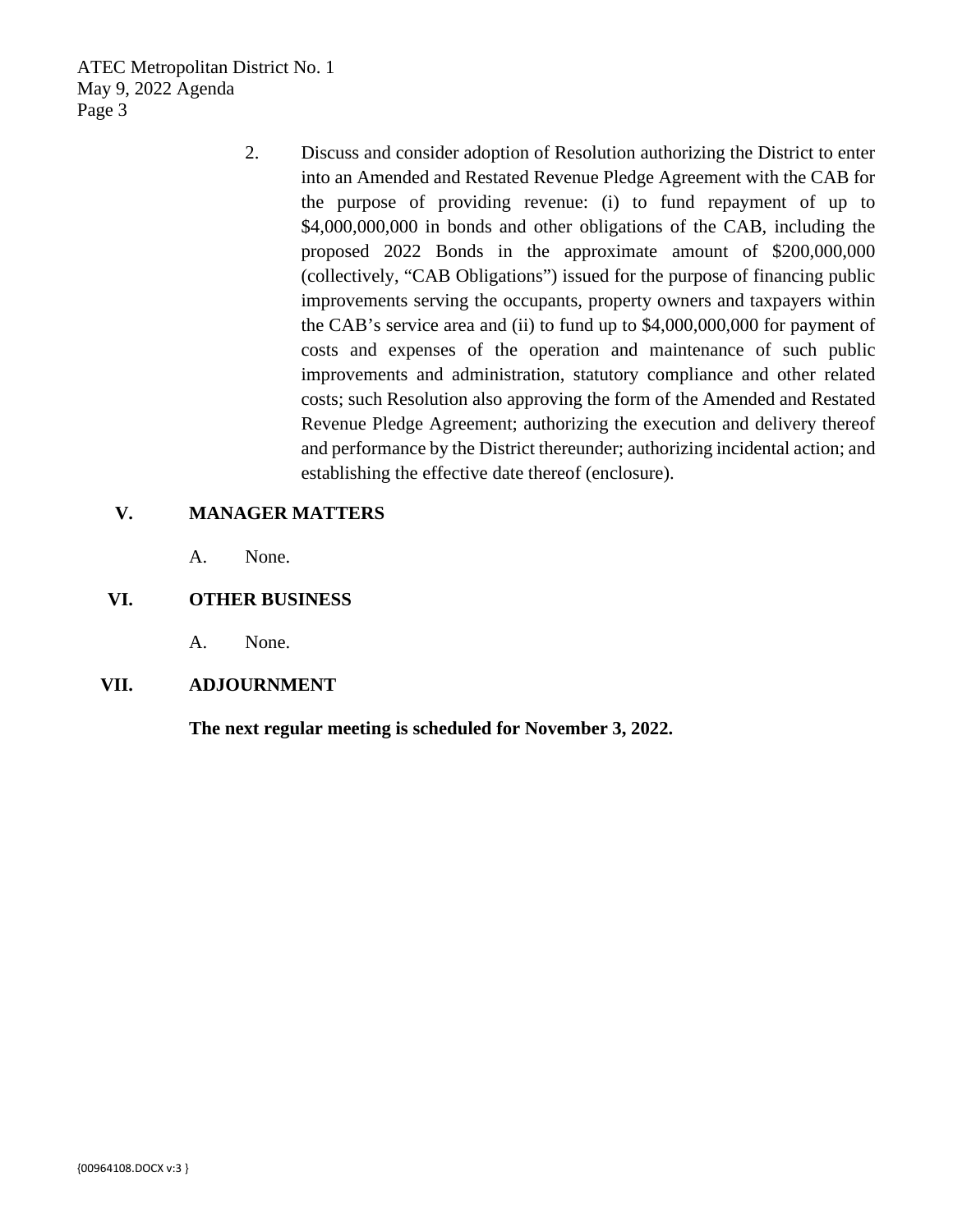2. Discuss and consider adoption of Resolution authorizing the District to enter into an Amended and Restated Revenue Pledge Agreement with the CAB for the purpose of providing revenue: (i) to fund repayment of up to $4,000,000,000 in bonds and other obligations of the CAB, including the proposed 2022 Bonds in the approximate amount of $200,000,000 (collectively, "CAB Obligations") issued for the purpose of financing public improvements serving the occupants, property owners and taxpayers within the CAB's service area and (ii) to fund up to $4,000,000,000 for payment of costs and expenses of the operation and maintenance of such public improvements and administration, statutory compliance and other related costs; such Resolution also approving the form of the Amended and Restated Revenue Pledge Agreement; authorizing the execution and delivery thereof and performance by the District thereunder; authorizing incidental action; and establishing the effective date thereof (enclosure).

## V. MANAGER MATTERS

A. None.

## VI. OTHER BUSINESS

A. None.

## VII. ADJOURNMENT

**The next regular meeting is scheduled for November 3, 2022.**